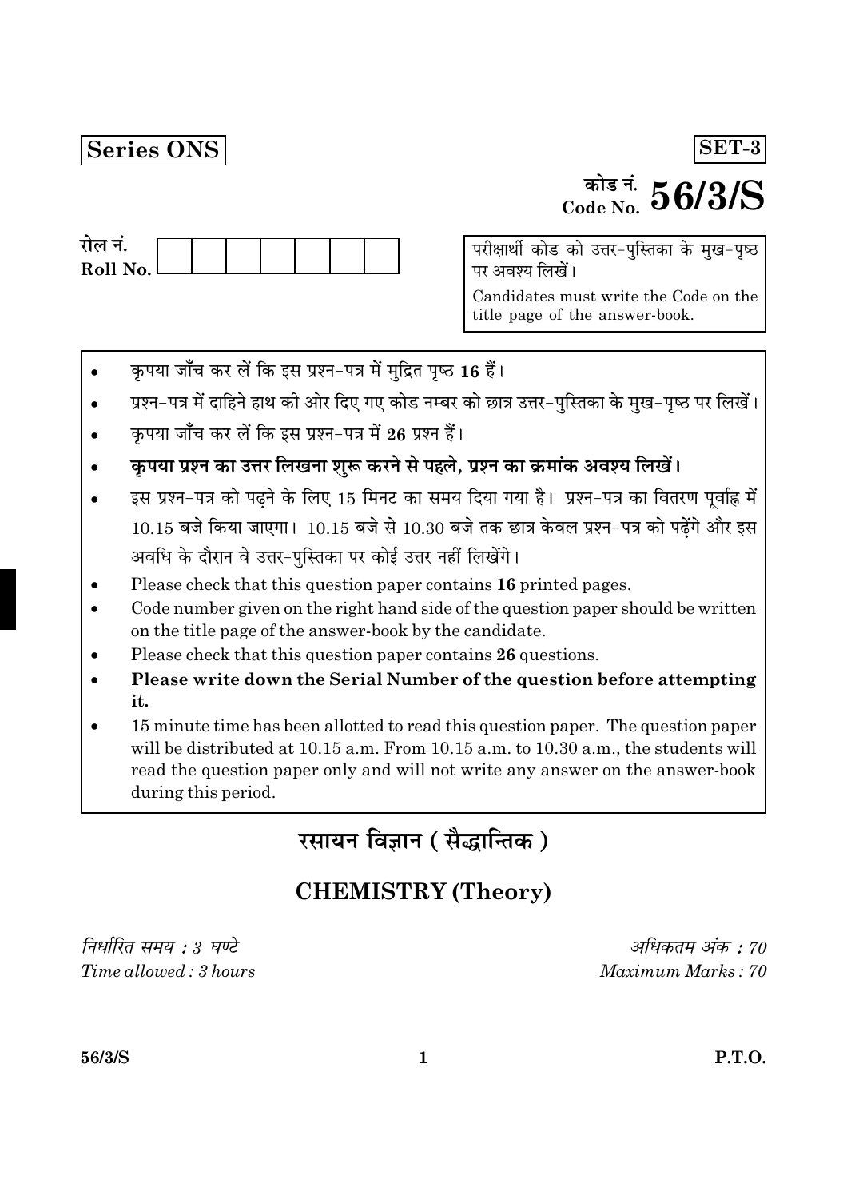**Series ONS**

**SET-3**

कोड नं.
Code No. **56/3/S**

रोल नं.
Roll No.

| | | | | | | | |
|---|---|---|---|---|---|---|---|
| | | | | | | | |

परीक्षार्थी कोड को उत्तर-पुस्तिका के मुख-पृष्ठ पर अवश्य लिखें।

Candidates must write the Code on the title page of the answer-book.

- कृपया जाँच कर लें कि इस प्रश्न-पत्र में मुद्रित पृष्ठ **16** हैं।
- प्रश्न-पत्र में दाहिने हाथ की ओर दिए गए कोड नम्बर को छात्र उत्तर-पुस्तिका के मुख-पृष्ठ पर लिखें।
- कृपया जाँच कर लें कि इस प्रश्न-पत्र में **26** प्रश्न हैं।
- **कृपया प्रश्न का उत्तर लिखना शुरू करने से पहले, प्रश्न का क्रमांक अवश्य लिखें।**
- इस प्रश्न-पत्र को पढ़ने के लिए 15 मिनट का समय दिया गया है। प्रश्न-पत्र का वितरण पूर्वाह्न में 10.15 बजे किया जाएगा। 10.15 बजे से 10.30 बजे तक छात्र केवल प्रश्न-पत्र को पढ़ेंगे और इस अवधि के दौरान वे उत्तर-पुस्तिका पर कोई उत्तर नहीं लिखेंगे।
- Please check that this question paper contains **16** printed pages.
- Code number given on the right hand side of the question paper should be written on the title page of the answer-book by the candidate.
- Please check that this question paper contains **26** questions.
- **Please write down the Serial Number of the question before attempting it.**
- 15 minute time has been allotted to read this question paper. The question paper will be distributed at 10.15 a.m. From 10.15 a.m. to 10.30 a.m., the students will read the question paper only and will not write any answer on the answer-book during this period.

# रसायन विज्ञान ( सैद्धान्तिक )

# CHEMISTRY (Theory)

*निर्धारित समय : 3 घण्टे* | *अधिकतम अंक : 70*

*Time allowed : 3 hours* | *Maximum Marks : 70*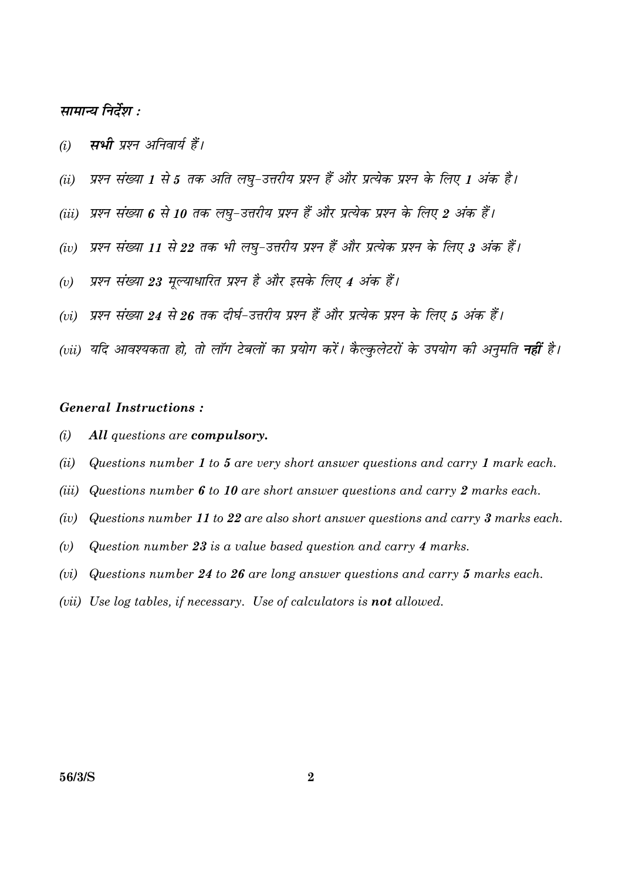### सामान्य निर्देश :

*(i)* **सभी** *प्रश्न अनिवार्य हैं।*

*(ii)* *प्रश्न संख्या **1** से **5** तक अति लघु-उत्तरीय प्रश्न हैं और प्रत्येक प्रश्न के लिए **1** अंक है।*

*(iii)* *प्रश्न संख्या **6** से **10** तक लघु-उत्तरीय प्रश्न हैं और प्रत्येक प्रश्न के लिए **2** अंक हैं।*

*(iv)* *प्रश्न संख्या **11** से **22** तक भी लघु-उत्तरीय प्रश्न हैं और प्रत्येक प्रश्न के लिए **3** अंक हैं।*

*(v)* *प्रश्न संख्या **23** मूल्याधारित प्रश्न है और इसके लिए **4** अंक हैं।*

*(vi)* *प्रश्न संख्या **24** से **26** तक दीर्घ-उत्तरीय प्रश्न हैं और प्रत्येक प्रश्न के लिए **5** अंक हैं।*

*(vii)* *यदि आवश्यकता हो, तो लॉग टेबलों का प्रयोग करें। कैल्कुलेटरों के उपयोग की अनुमति **नहीं** है।*

### General Instructions :

*(i)* ***All** questions are **compulsory.***

*(ii)* *Questions number **1** to **5** are very short answer questions and carry **1** mark each.*

*(iii)* *Questions number **6** to **10** are short answer questions and carry **2** marks each.*

*(iv)* *Questions number **11** to **22** are also short answer questions and carry **3** marks each.*

*(v)* *Question number **23** is a value based question and carry **4** marks.*

*(vi)* *Questions number **24** to **26** are long answer questions and carry **5** marks each.*

*(vii)* *Use log tables, if necessary. Use of calculators is **not** allowed.*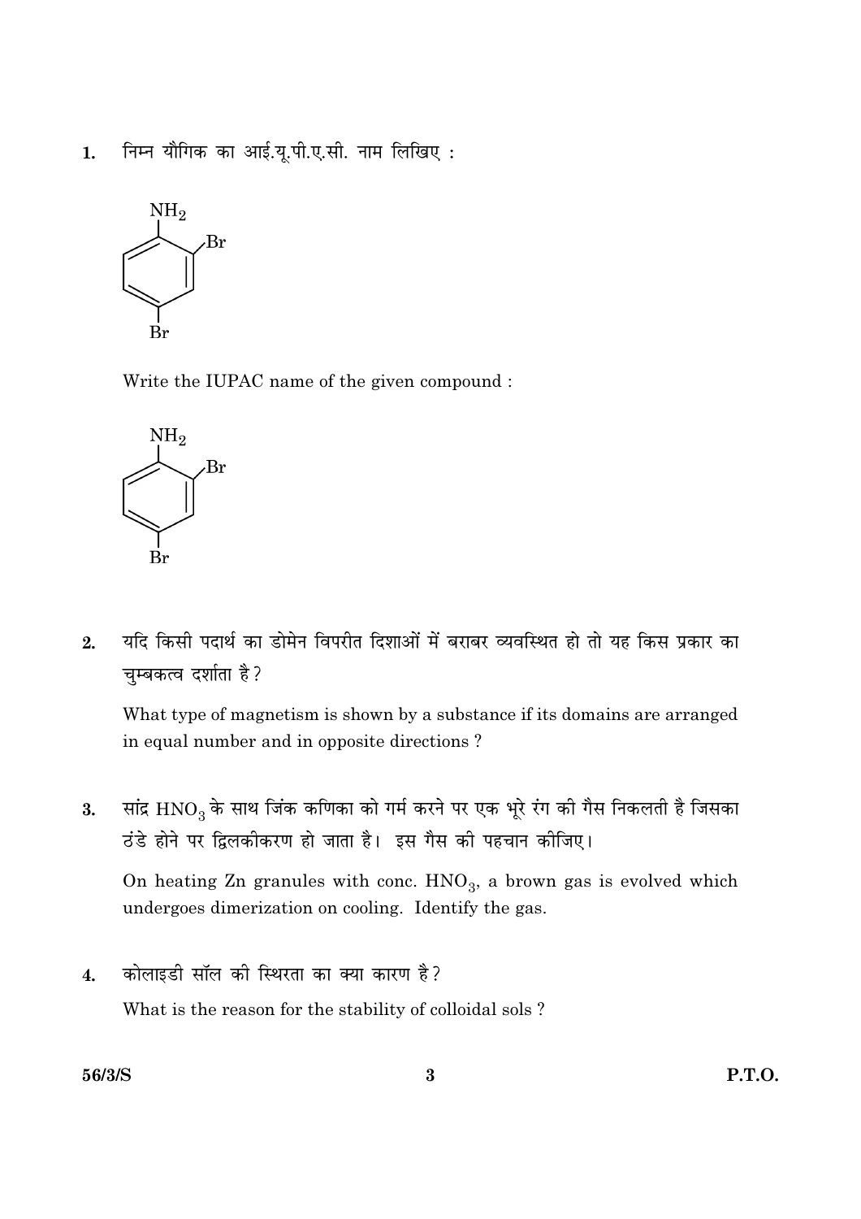1. निम्न यौगिक का आई.यू.पी.ए.सी. नाम लिखिए :

Write the IUPAC name of the given compound :

2. यदि किसी पदार्थ का डोमेन विपरीत दिशाओं में बराबर व्यवस्थित हो तो यह किस प्रकार का चुम्बकत्व दर्शाता है?

What type of magnetism is shown by a substance if its domains are arranged in equal number and in opposite directions ?

3. सांद्र $HNO_3$ के साथ जिंक कणिका को गर्म करने पर एक भूरे रंग की गैस निकलती है जिसका ठंडे होने पर द्विलकीकरण हो जाता है। इस गैस की पहचान कीजिए।

On heating Zn granules with conc. $HNO_3$, a brown gas is evolved which undergoes dimerization on cooling. Identify the gas.

4. कोलाइडी सॉल की स्थिरता का क्या कारण है?

What is the reason for the stability of colloidal sols ?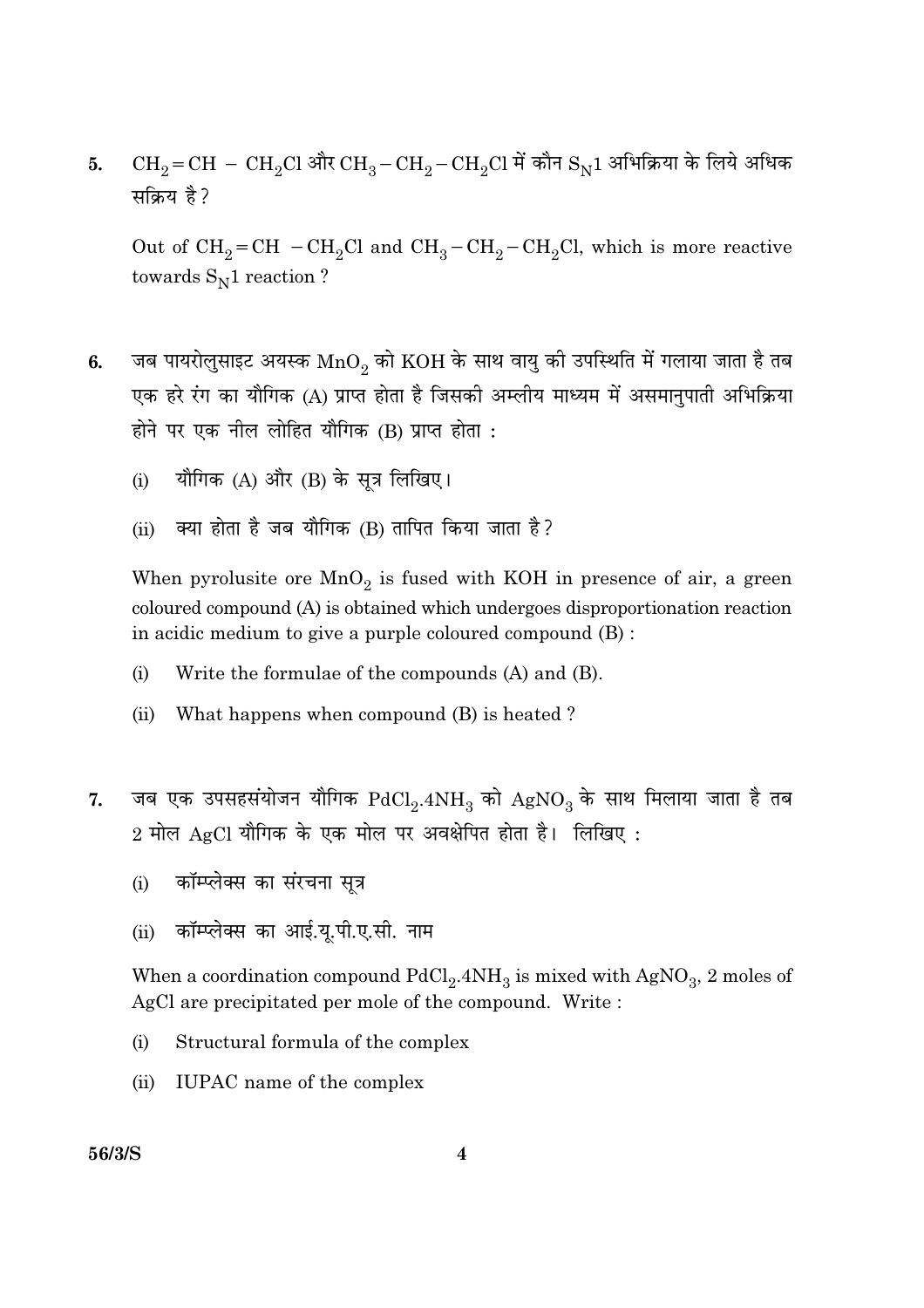5. $CH_2 = CH - CH_2Cl$ और $CH_3 - CH_2 - CH_2Cl$ में कौन $S_N1$ अभिक्रिया के लिये अधिक सक्रिय है ?

   Out of $CH_2 = CH - CH_2Cl$ and $CH_3 - CH_2 - CH_2Cl$, which is more reactive towards $S_N1$ reaction ?

6. जब पायरोलुसाइट अयस्क $MnO_2$ को KOH के साथ वायु की उपस्थिति में गलाया जाता है तब एक हरे रंग का यौगिक (A) प्राप्त होता है जिसकी अम्लीय माध्यम में असमानुपाती अभिक्रिया होने पर एक नील लोहित यौगिक (B) प्राप्त होता :

   (i) यौगिक (A) और (B) के सूत्र लिखिए।

   (ii) क्या होता है जब यौगिक (B) तापित किया जाता है ?

   When pyrolusite ore $MnO_2$ is fused with KOH in presence of air, a green coloured compound (A) is obtained which undergoes disproportionation reaction in acidic medium to give a purple coloured compound (B) :

   (i) Write the formulae of the compounds (A) and (B).

   (ii) What happens when compound (B) is heated ?

7. जब एक उपसहसंयोजन यौगिक $PdCl_2.4NH_3$ को $AgNO_3$ के साथ मिलाया जाता है तब 2 मोल AgCl यौगिक के एक मोल पर अवक्षेपित होता है। लिखिए :

   (i) कॉम्प्लेक्स का संरचना सूत्र

   (ii) कॉम्प्लेक्स का आई.यू.पी.ए.सी. नाम

   When a coordination compound $PdCl_2.4NH_3$ is mixed with $AgNO_3$, 2 moles of AgCl are precipitated per mole of the compound. Write :

   (i) Structural formula of the complex

   (ii) IUPAC name of the complex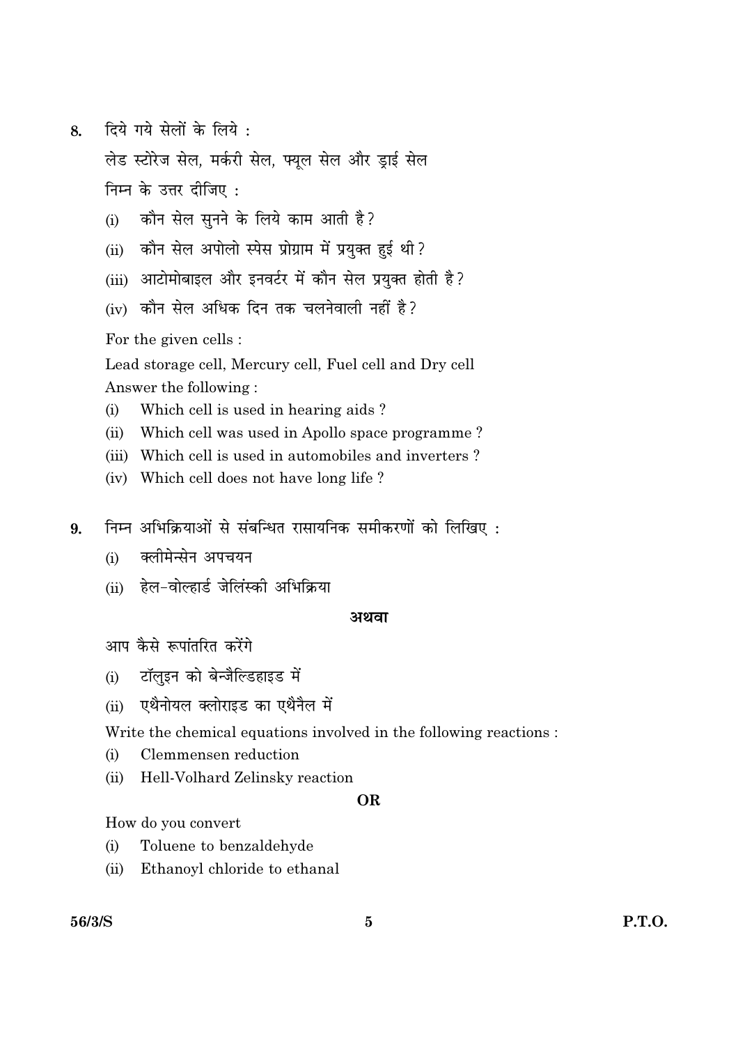8. दिये गये सेलों के लिये :

लेड स्टोरेज सेल, मर्करी सेल, फ्यूल सेल और ड्राई सेल

निम्न के उत्तर दीजिए :

(i) कौन सेल सुनने के लिये काम आती है?

(ii) कौन सेल अपोलो स्पेस प्रोग्राम में प्रयुक्त हुई थी?

(iii) आटोमोबाइल और इनवर्टर में कौन सेल प्रयुक्त होती है?

(iv) कौन सेल अधिक दिन तक चलनेवाली नहीं है?

For the given cells :

Lead storage cell, Mercury cell, Fuel cell and Dry cell

Answer the following :

(i) Which cell is used in hearing aids ?

(ii) Which cell was used in Apollo space programme ?

(iii) Which cell is used in automobiles and inverters ?

(iv) Which cell does not have long life ?

9. निम्न अभिक्रियाओं से संबन्धित रासायनिक समीकरणों को लिखिए :

(i) क्लीमेन्सेन अपचयन

(ii) हेल-वोल्हार्ड जेलिंस्की अभिक्रिया

**अथवा**

आप कैसे रूपांतरित करेंगे

(i) टॉलुइन को बेन्जैल्डिहाइड में

(ii) एथैनोयल क्लोराइड का एथैनैल में

Write the chemical equations involved in the following reactions :

(i) Clemmensen reduction

(ii) Hell-Volhard Zelinsky reaction

**OR**

How do you convert

(i) Toluene to benzaldehyde

(ii) Ethanoyl chloride to ethanal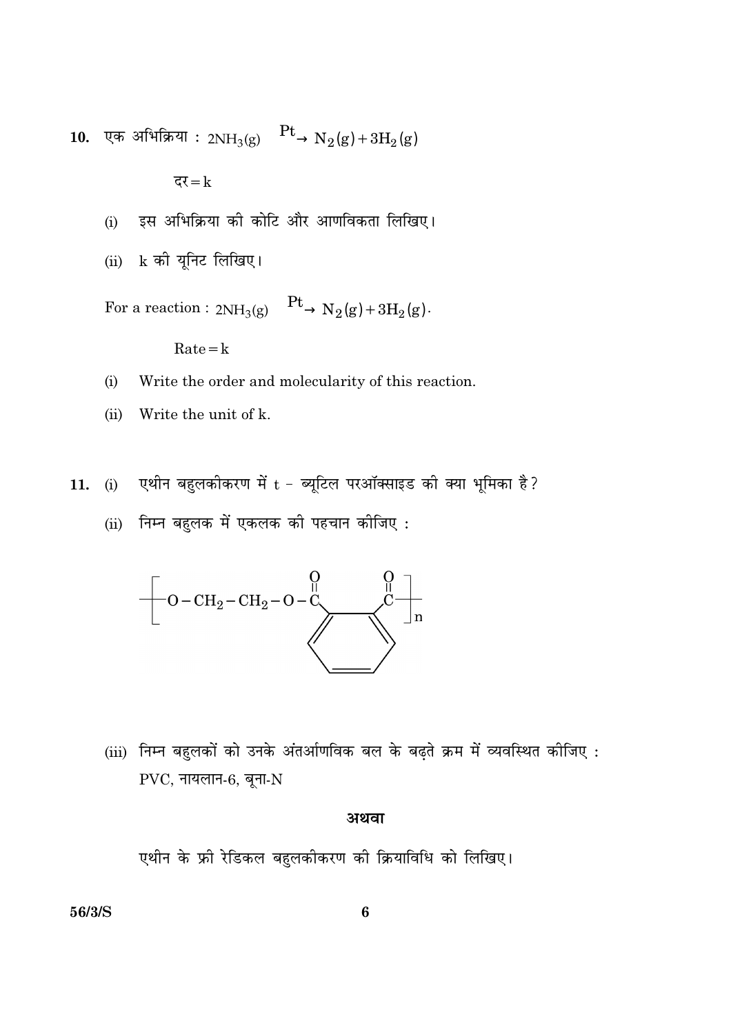10. एक अभिक्रिया : $2NH_3(g) \xrightarrow{Pt} N_2(g) + 3H_2(g)$

    दर $=$ k

    (i) इस अभिक्रिया की कोटि और आणविकता लिखिए।

    (ii) k की यूनिट लिखिए।

    For a reaction : $2NH_3(g) \xrightarrow{Pt} N_2(g) + 3H_2(g)$.

    Rate $=$ k

    (i) Write the order and molecularity of this reaction.

    (ii) Write the unit of k.

11. (i) एथीन बहुलकीकरण में t - ब्यूटिल परऑक्साइड की क्या भूमिका है?

    (ii) निम्न बहुलक में एकलक की पहचान कीजिए :

    $$\left[ O - CH_2 - CH_2 - O - \overset{O}{\overset{\|}{C}} - C_6H_4 - \overset{O}{\overset{\|}{C}} \right]_n$$

    (iii) निम्न बहुलकों को उनके अंतर्आणविक बल के बढ़ते क्रम में व्यवस्थित कीजिए :
    PVC, नायलान-6, बूना-N

    **अथवा**

    एथीन के फ्री रेडिकल बहुलकीकरण की क्रियाविधि को लिखिए।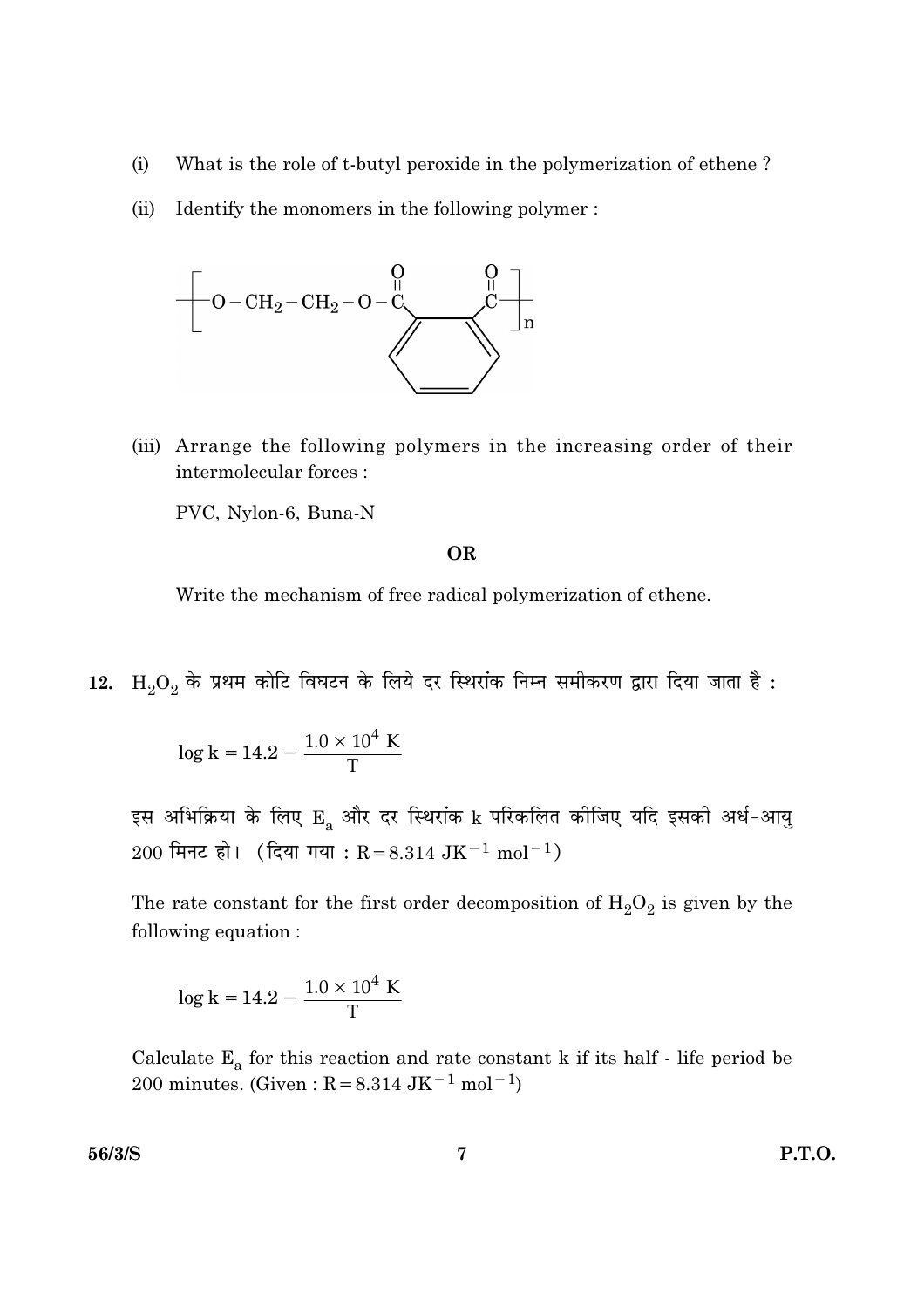(i) What is the role of t-butyl peroxide in the polymerization of ethene ?

(ii) Identify the monomers in the following polymer :

$$\left[ O - CH_2 - CH_2 - O - \overset{\overset{O}{||}}{C} - C_6H_4 - \overset{\overset{O}{||}}{C} \right]_n$$

(iii) Arrange the following polymers in the increasing order of their intermolecular forces :

PVC, Nylon-6, Buna-N

**OR**

Write the mechanism of free radical polymerization of ethene.

**12.** $H_2O_2$ के प्रथम कोटि विघटन के लिये दर स्थिरांक निम्न समीकरण द्वारा दिया जाता है :

$$\log k = 14.2 - \frac{1.0 \times 10^4 \text{ K}}{T}$$

इस अभिक्रिया के लिए $E_a$ और दर स्थिरांक k परिकलित कीजिए यदि इसकी अर्ध-आयु 200 मिनट हो। (दिया गया : $R = 8.314 \text{ JK}^{-1} \text{ mol}^{-1}$)

The rate constant for the first order decomposition of $H_2O_2$ is given by the following equation :

$$\log k = 14.2 - \frac{1.0 \times 10^4 \text{ K}}{T}$$

Calculate $E_a$ for this reaction and rate constant k if its half - life period be 200 minutes. (Given : $R = 8.314 \text{ JK}^{-1} \text{ mol}^{-1}$)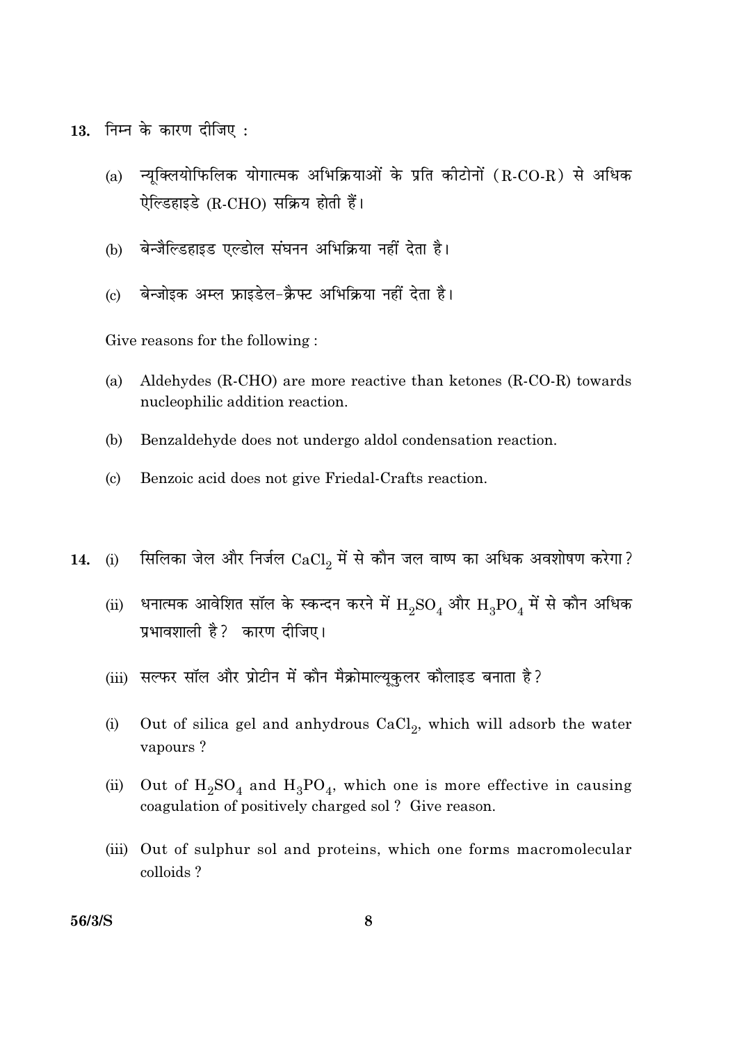13. निम्न के कारण दीजिए :

   (a) न्यूक्लियोफिलिक योगात्मक अभिक्रियाओं के प्रति कीटोनों (R-CO-R) से अधिक ऐल्डिहाइडे (R-CHO) सक्रिय होती हैं।

   (b) बेन्जैल्डिहाइड एल्डोल संघनन अभिक्रिया नहीं देता है।

   (c) बेन्जोइक अम्ल फ्राइडेल-क्रैफ्ट अभिक्रिया नहीं देता है।

   Give reasons for the following :

   (a) Aldehydes (R-CHO) are more reactive than ketones (R-CO-R) towards nucleophilic addition reaction.

   (b) Benzaldehyde does not undergo aldol condensation reaction.

   (c) Benzoic acid does not give Friedal-Crafts reaction.

14. (i) सिलिका जेल और निर्जल $CaCl_2$ में से कौन जल वाष्प का अधिक अवशोषण करेगा ?

   (ii) धनात्मक आवेशित सॉल के स्कन्दन करने में $H_2SO_4$ और $H_3PO_4$ में से कौन अधिक प्रभावशाली है ? कारण दीजिए।

   (iii) सल्फर सॉल और प्रोटीन में कौन मैक्रोमाल्यूकुलर कौलाइड बनाता है ?

   (i) Out of silica gel and anhydrous $CaCl_2$, which will adsorb the water vapours ?

   (ii) Out of $H_2SO_4$ and $H_3PO_4$, which one is more effective in causing coagulation of positively charged sol ? Give reason.

   (iii) Out of sulphur sol and proteins, which one forms macromolecular colloids ?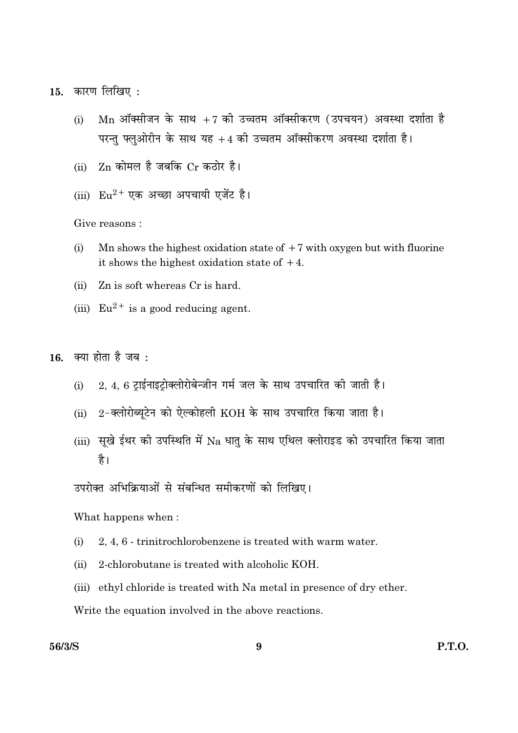15. कारण लिखिए :

   (i) Mn ऑक्सीजन के साथ $+7$ की उच्चतम ऑक्सीकरण (उपचयन) अवस्था दर्शाता है परन्तु फ्लुओरीन के साथ यह $+4$ की उच्चतम ऑक्सीकरण अवस्था दर्शाता है।

   (ii) Zn कोमल है जबकि Cr कठोर है।

   (iii) $Eu^{2+}$ एक अच्छा अपचायी एजेंट है।

   Give reasons :

   (i) Mn shows the highest oxidation state of $+7$ with oxygen but with fluorine it shows the highest oxidation state of $+4$.

   (ii) Zn is soft whereas Cr is hard.

   (iii) $Eu^{2+}$ is a good reducing agent.

16. क्या होता है जब :

   (i) 2, 4, 6 ट्राईनाइट्रोक्लोरोबेन्जीन गर्म जल के साथ उपचारित की जाती है।

   (ii) 2-क्लोरोब्यूटेन को ऐल्कोहली KOH के साथ उपचारित किया जाता है।

   (iii) सूखे ईथर की उपस्थिति में Na धातु के साथ एथिल क्लोराइड को उपचारित किया जाता है।

   उपरोक्त अभिक्रियाओं से संबन्धित समीकरणों को लिखिए।

   What happens when :

   (i) 2, 4, 6 - trinitrochlorobenzene is treated with warm water.

   (ii) 2-chlorobutane is treated with alcoholic KOH.

   (iii) ethyl chloride is treated with Na metal in presence of dry ether.

   Write the equation involved in the above reactions.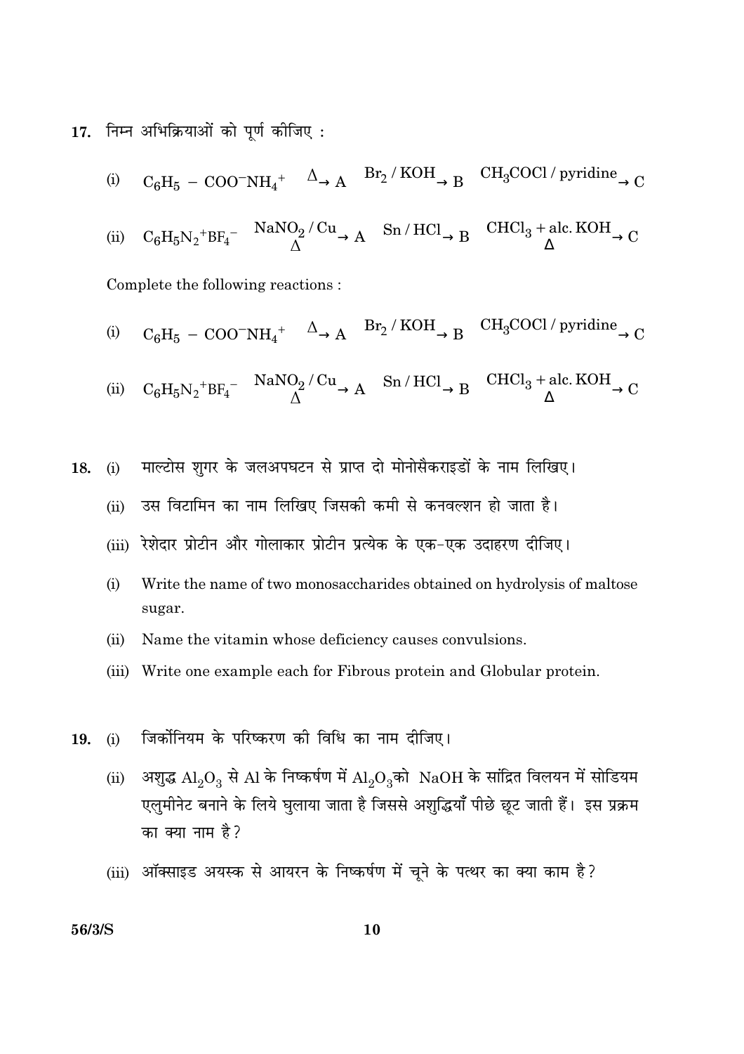17. निम्न अभिक्रियाओं को पूर्ण कीजिए :

(i) $C_6H_5 - COO^-NH_4^+ \xrightarrow{\Delta} A \xrightarrow{Br_2 / KOH} B \xrightarrow{CH_3COCl / pyridine} C$

(ii) $C_6H_5N_2^+BF_4^- \xrightarrow[\Delta]{NaNO_2 / Cu} A \xrightarrow{Sn / HCl} B \xrightarrow[\Delta]{CHCl_3 + alc. KOH} C$

Complete the following reactions :

(i) $C_6H_5 - COO^-NH_4^+ \xrightarrow{\Delta} A \xrightarrow{Br_2 / KOH} B \xrightarrow{CH_3COCl / pyridine} C$

(ii) $C_6H_5N_2^+BF_4^- \xrightarrow[\Delta]{NaNO_2 / Cu} A \xrightarrow{Sn / HCl} B \xrightarrow[\Delta]{CHCl_3 + alc. KOH} C$

18. (i) माल्टोस शुगर के जलअपघटन से प्राप्त दो मोनोसैकराइडों के नाम लिखिए।

(ii) उस विटामिन का नाम लिखिए जिसकी कमी से कनवल्शन हो जाता है।

(iii) रेशेदार प्रोटीन और गोलाकार प्रोटीन प्रत्येक के एक-एक उदाहरण दीजिए।

(i) Write the name of two monosaccharides obtained on hydrolysis of maltose sugar.

(ii) Name the vitamin whose deficiency causes convulsions.

(iii) Write one example each for Fibrous protein and Globular protein.

19. (i) जिर्कोनियम के परिष्करण की विधि का नाम दीजिए।

(ii) अशुद्ध $Al_2O_3$ से Al के निष्कर्षण में $Al_2O_3$को NaOH के सांद्रित विलयन में सोडियम एलुमीनेट बनाने के लिये घुलाया जाता है जिससे अशुद्धियाँ पीछे छूट जाती हैं। इस प्रक्रम का क्या नाम है?

(iii) ऑक्साइड अयस्क से आयरन के निष्कर्षण में चूने के पत्थर का क्या काम है?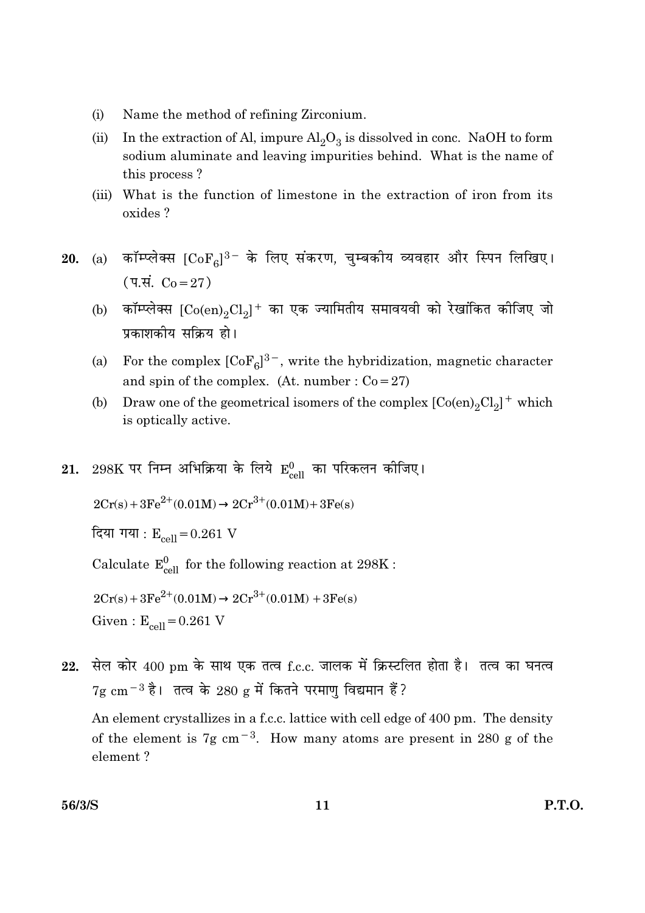(i) Name the method of refining Zirconium.

(ii) In the extraction of Al, impure $Al_2O_3$ is dissolved in conc. NaOH to form sodium aluminate and leaving impurities behind. What is the name of this process ?

(iii) What is the function of limestone in the extraction of iron from its oxides ?

**20.** (a) कॉम्प्लेक्स $[CoF_6]^{3-}$ के लिए संकरण, चुम्बकीय व्यवहार और स्पिन लिखिए। (प.सं. Co = 27)

(b) कॉम्प्लेक्स $[Co(en)_2Cl_2]^+$ का एक ज्यामितीय समावयवी को रेखांकित कीजिए जो प्रकाशकीय सक्रिय हो।

(a) For the complex $[CoF_6]^{3-}$, write the hybridization, magnetic character and spin of the complex. (At. number : Co = 27)

(b) Draw one of the geometrical isomers of the complex $[Co(en)_2Cl_2]^+$ which is optically active.

**21.** 298K पर निम्न अभिक्रिया के लिये $E^0_{cell}$ का परिकलन कीजिए।

$$2Cr(s) + 3Fe^{2+}(0.01M) \rightarrow 2Cr^{3+}(0.01M) + 3Fe(s)$$

दिया गया : $E_{cell} = 0.261$ V

Calculate $E^0_{cell}$ for the following reaction at 298K :

$$2Cr(s) + 3Fe^{2+}(0.01M) \rightarrow 2Cr^{3+}(0.01M) + 3Fe(s)$$

Given : $E_{cell} = 0.261$ V

**22.** सेल कोर 400 pm के साथ एक तत्व f.c.c. जालक में क्रिस्टलित होता है। तत्व का घनत्व $7g\ cm^{-3}$ है। तत्व के 280 g में कितने परमाणु विद्यमान हैं?

An element crystallizes in a f.c.c. lattice with cell edge of 400 pm. The density of the element is $7g\ cm^{-3}$. How many atoms are present in 280 g of the element ?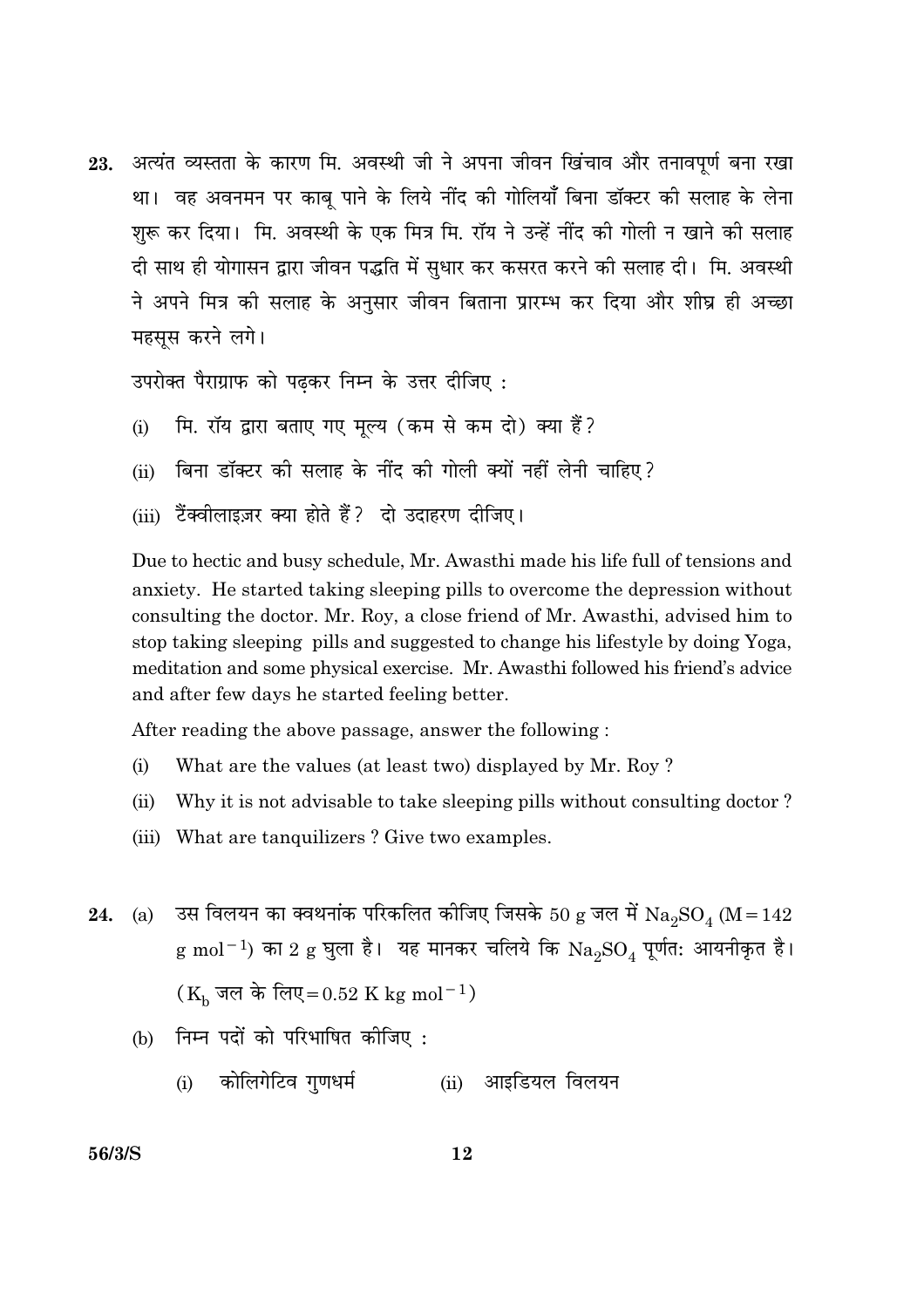23\. अत्यंत व्यस्तता के कारण मि. अवस्थी जी ने अपना जीवन खिंचाव और तनावपूर्ण बना रखा था। वह अवनमन पर काबू पाने के लिये नींद की गोलियाँ बिना डॉक्टर की सलाह के लेना शुरू कर दिया। मि. अवस्थी के एक मित्र मि. रॉय ने उन्हें नींद की गोली न खाने की सलाह दी साथ ही योगासन द्वारा जीवन पद्धति में सुधार कर कसरत करने की सलाह दी। मि. अवस्थी ने अपने मित्र की सलाह के अनुसार जीवन बिताना प्रारम्भ कर दिया और शीघ्र ही अच्छा महसूस करने लगे।

उपरोक्त पैराग्राफ को पढ़कर निम्न के उत्तर दीजिए :

(i) मि. रॉय द्वारा बताए गए मूल्य (कम से कम दो) क्या हैं?

(ii) बिना डॉक्टर की सलाह के नींद की गोली क्यों नहीं लेनी चाहिए?

(iii) टैंक्वीलाइज़र क्या होते हैं? दो उदाहरण दीजिए।

Due to hectic and busy schedule, Mr. Awasthi made his life full of tensions and anxiety. He started taking sleeping pills to overcome the depression without consulting the doctor. Mr. Roy, a close friend of Mr. Awasthi, advised him to stop taking sleeping pills and suggested to change his lifestyle by doing Yoga, meditation and some physical exercise. Mr. Awasthi followed his friend's advice and after few days he started feeling better.

After reading the above passage, answer the following :

(i) What are the values (at least two) displayed by Mr. Roy ?

(ii) Why it is not advisable to take sleeping pills without consulting doctor ?

(iii) What are tanquilizers ? Give two examples.

24\. (a) उस विलयन का क्वथनांक परिकलित कीजिए जिसके 50 g जल में $Na_2SO_4$ (M = 142 g $mol^{-1}$) का 2 g घुला है। यह मानकर चलिये कि $Na_2SO_4$ पूर्णतः आयनीकृत है।

($K_b$ जल के लिए = 0.52 K kg $mol^{-1}$)

(b) निम्न पदों को परिभाषित कीजिए :

(i) कोलिगेटिव गुणधर्म (ii) आइडियल विलयन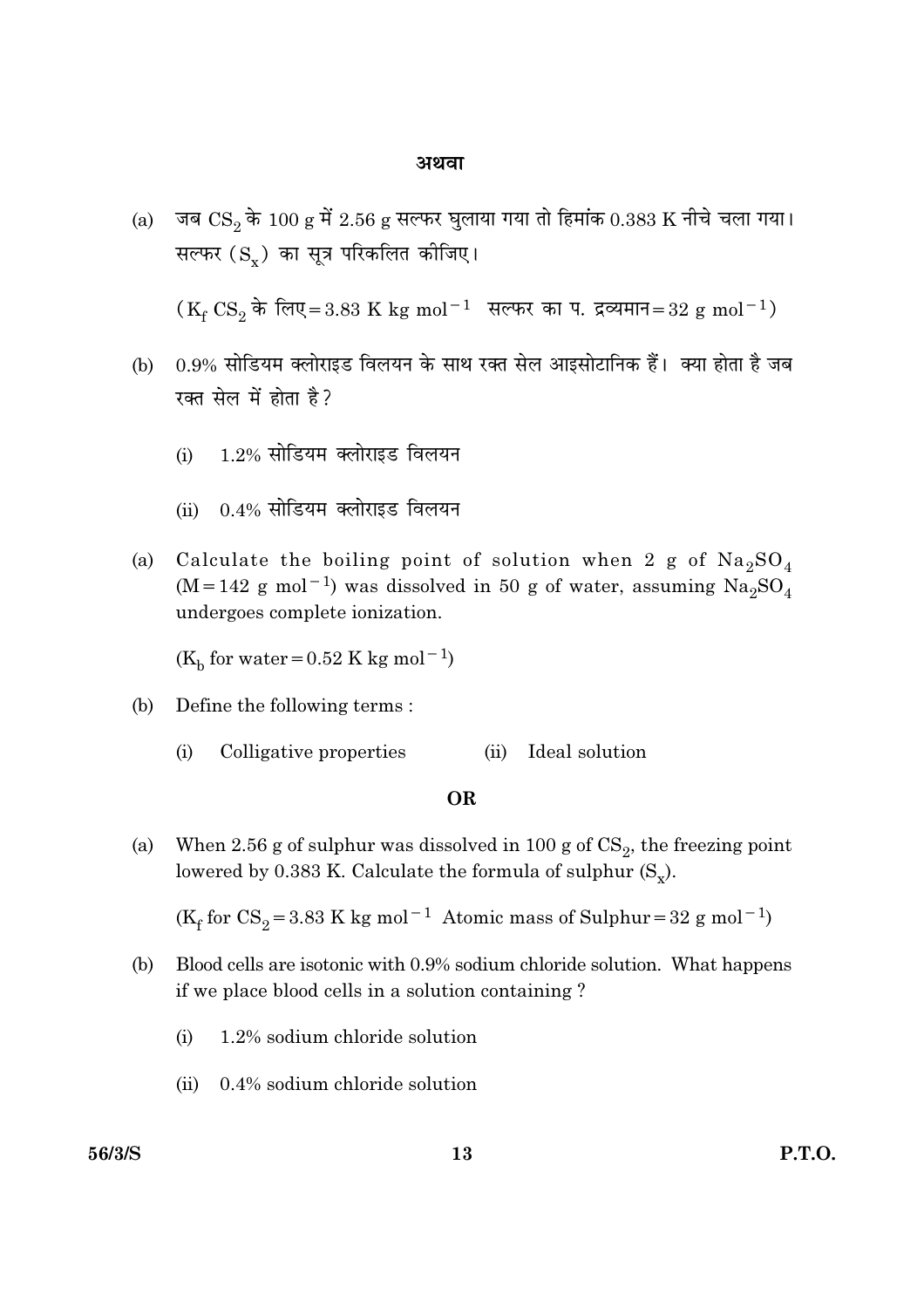**अथवा**

(a) जब $CS_2$ के 100 g में 2.56 g सल्फर घुलाया गया तो हिमांक 0.383 K नीचे चला गया। सल्फर ($S_x$) का सूत्र परिकलित कीजिए।

($K_f$ $CS_2$ के लिए = 3.83 K kg $mol^{-1}$ सल्फर का प. द्रव्यमान = 32 g $mol^{-1}$)

(b) 0.9% सोडियम क्लोराइड विलयन के साथ रक्त सेल आइसोटानिक हैं। क्या होता है जब रक्त सेल में होता है?

(i) 1.2% सोडियम क्लोराइड विलयन

(ii) 0.4% सोडियम क्लोराइड विलयन

(a) Calculate the boiling point of solution when 2 g of $Na_2SO_4$ (M = 142 g $mol^{-1}$) was dissolved in 50 g of water, assuming $Na_2SO_4$ undergoes complete ionization.

($K_b$ for water = 0.52 K kg $mol^{-1}$)

(b) Define the following terms :

(i) Colligative properties  (ii) Ideal solution

**OR**

(a) When 2.56 g of sulphur was dissolved in 100 g of $CS_2$, the freezing point lowered by 0.383 K. Calculate the formula of sulphur ($S_x$).

($K_f$ for $CS_2$ = 3.83 K kg $mol^{-1}$ Atomic mass of Sulphur = 32 g $mol^{-1}$)

(b) Blood cells are isotonic with 0.9% sodium chloride solution. What happens if we place blood cells in a solution containing ?

(i) 1.2% sodium chloride solution

(ii) 0.4% sodium chloride solution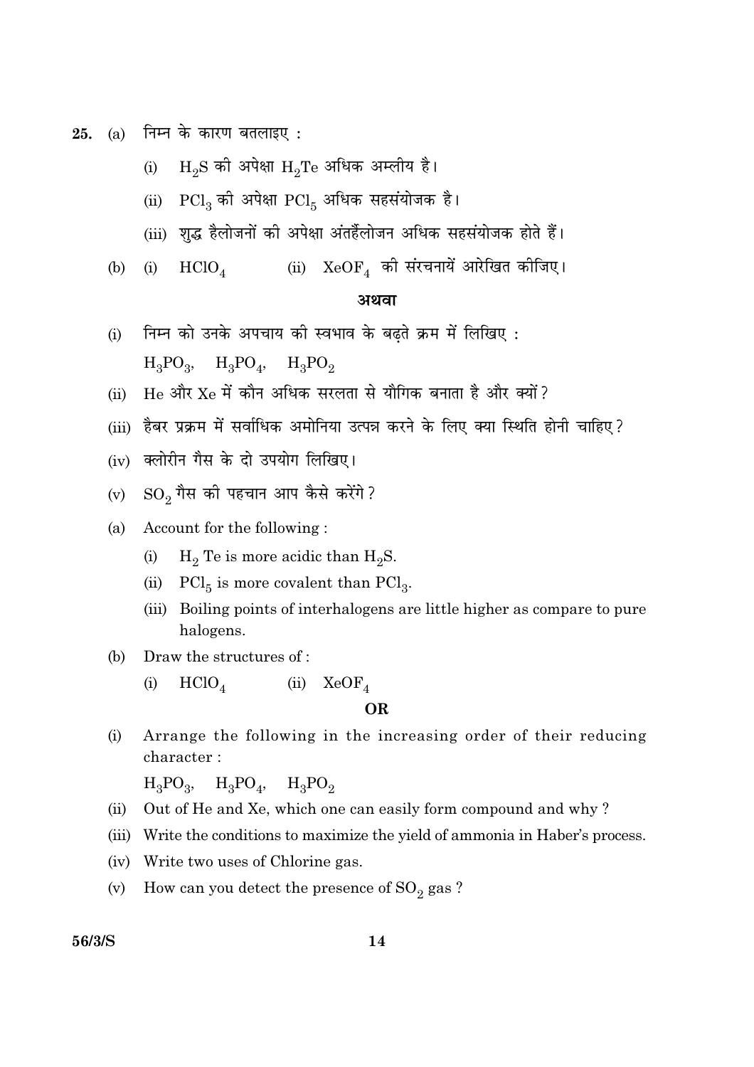25. (a) निम्न के कारण बतलाइए :

    (i) $H_2S$ की अपेक्षा $H_2Te$ अधिक अम्लीय है।

    (ii) $PCl_3$ की अपेक्षा $PCl_5$ अधिक सहसंयोजक है।

    (iii) शुद्ध हैलोजनों की अपेक्षा अंतर्हैलोजन अधिक सहसंयोजक होते हैं।

    (b) (i) $HClO_4$ (ii) $XeOF_4$ की संरचनायें आरेखित कीजिए।

**अथवा**

(i) निम्न को उनके अपचाय की स्वभाव के बढ़ते क्रम में लिखिए :

$H_3PO_3$, $H_3PO_4$, $H_3PO_2$

(ii) He और Xe में कौन अधिक सरलता से यौगिक बनाता है और क्यों ?

(iii) हैबर प्रक्रम में सर्वाधिक अमोनिया उत्पन्न करने के लिए क्या स्थिति होनी चाहिए ?

(iv) क्लोरीन गैस के दो उपयोग लिखिए।

(v) $SO_2$ गैस की पहचान आप कैसे करेंगे ?

(a) Account for the following :

    (i) $H_2$ Te is more acidic than $H_2S$.

    (ii) $PCl_5$ is more covalent than $PCl_3$.

    (iii) Boiling points of interhalogens are little higher as compare to pure halogens.

(b) Draw the structures of :

    (i) $HClO_4$ (ii) $XeOF_4$

**OR**

(i) Arrange the following in the increasing order of their reducing character :

$H_3PO_3$, $H_3PO_4$, $H_3PO_2$

(ii) Out of He and Xe, which one can easily form compound and why ?

(iii) Write the conditions to maximize the yield of ammonia in Haber's process.

(iv) Write two uses of Chlorine gas.

(v) How can you detect the presence of $SO_2$ gas ?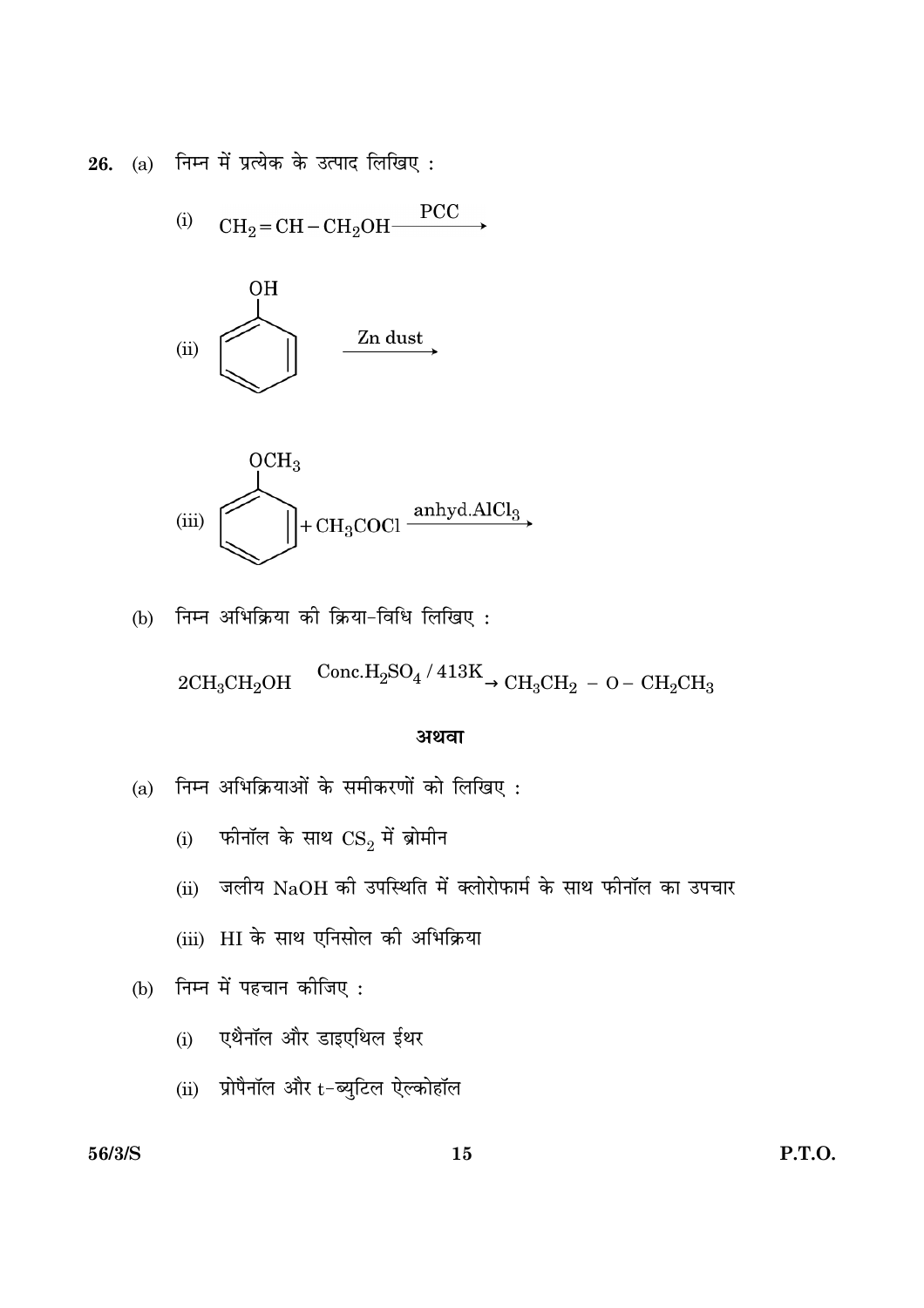**26.** (a) निम्न में प्रत्येक के उत्पाद लिखिए :

(i) $CH_2 = CH - CH_2OH \xrightarrow{PCC}$

(ii) (फीनॉल, $C_6H_5OH$) $\xrightarrow{\text{Zn dust}}$

(iii) (एनिसोल, $C_6H_5OCH_3$) $+ CH_3COCl \xrightarrow{\text{anhyd.} AlCl_3}$

(b) निम्न अभिक्रिया की क्रिया-विधि लिखिए :

$$2CH_3CH_2OH \xrightarrow{\text{Conc.} H_2SO_4 / 413K} CH_3CH_2 - O - CH_2CH_3$$

**अथवा**

(a) निम्न अभिक्रियाओं के समीकरणों को लिखिए :

(i) फीनॉल के साथ $CS_2$ में ब्रोमीन

(ii) जलीय NaOH की उपस्थिति में क्लोरोफार्म के साथ फीनॉल का उपचार

(iii) HI के साथ एनिसोल की अभिक्रिया

(b) निम्न में पहचान कीजिए :

(i) एथैनॉल और डाइएथिल ईथर

(ii) प्रोपैनॉल और t-ब्युटिल ऐल्कोहॉल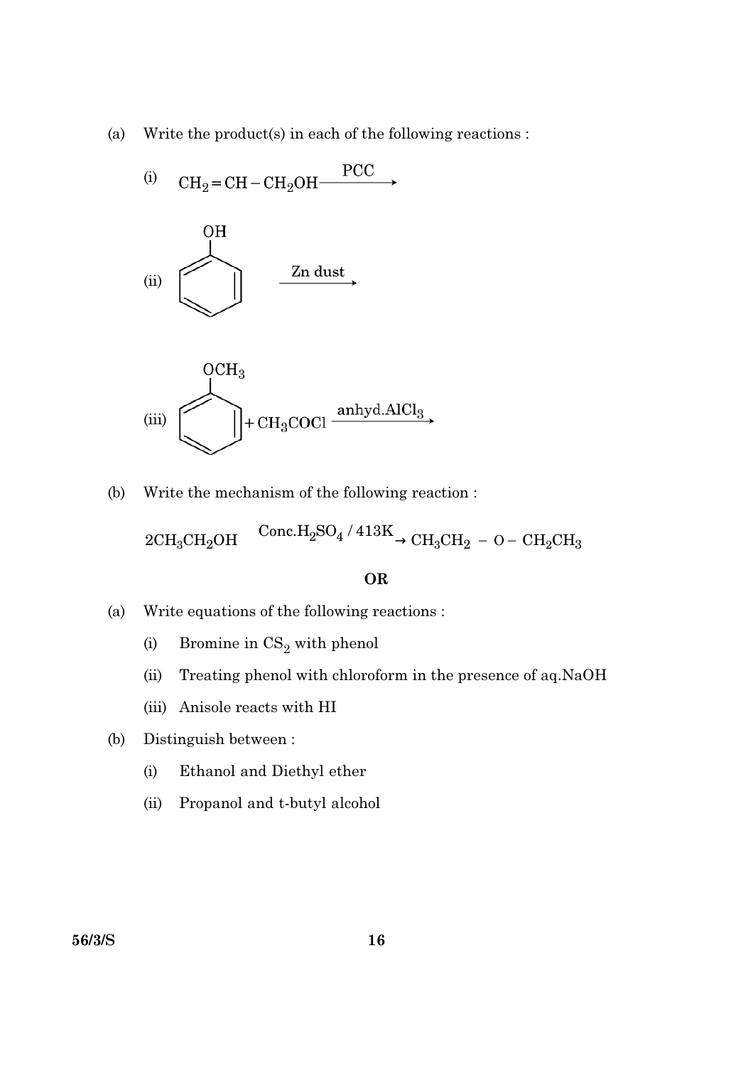(a) Write the product(s) in each of the following reactions :

(i) $CH_2 = CH - CH_2OH \xrightarrow{PCC}$

(ii) Phenol (benzene ring with OH) $\xrightarrow{\text{Zn dust}}$

(iii) Anisole (benzene ring with $OCH_3$) $+ CH_3COCl \xrightarrow{\text{anhyd.} AlCl_3}$

(b) Write the mechanism of the following reaction :

$$2CH_3CH_2OH \xrightarrow{\text{Conc.}H_2SO_4 / 413K} CH_3CH_2 - O - CH_2CH_3$$

**OR**

(a) Write equations of the following reactions :

(i) Bromine in $CS_2$ with phenol

(ii) Treating phenol with chloroform in the presence of aq.NaOH

(iii) Anisole reacts with HI

(b) Distinguish between :

(i) Ethanol and Diethyl ether

(ii) Propanol and t-butyl alcohol